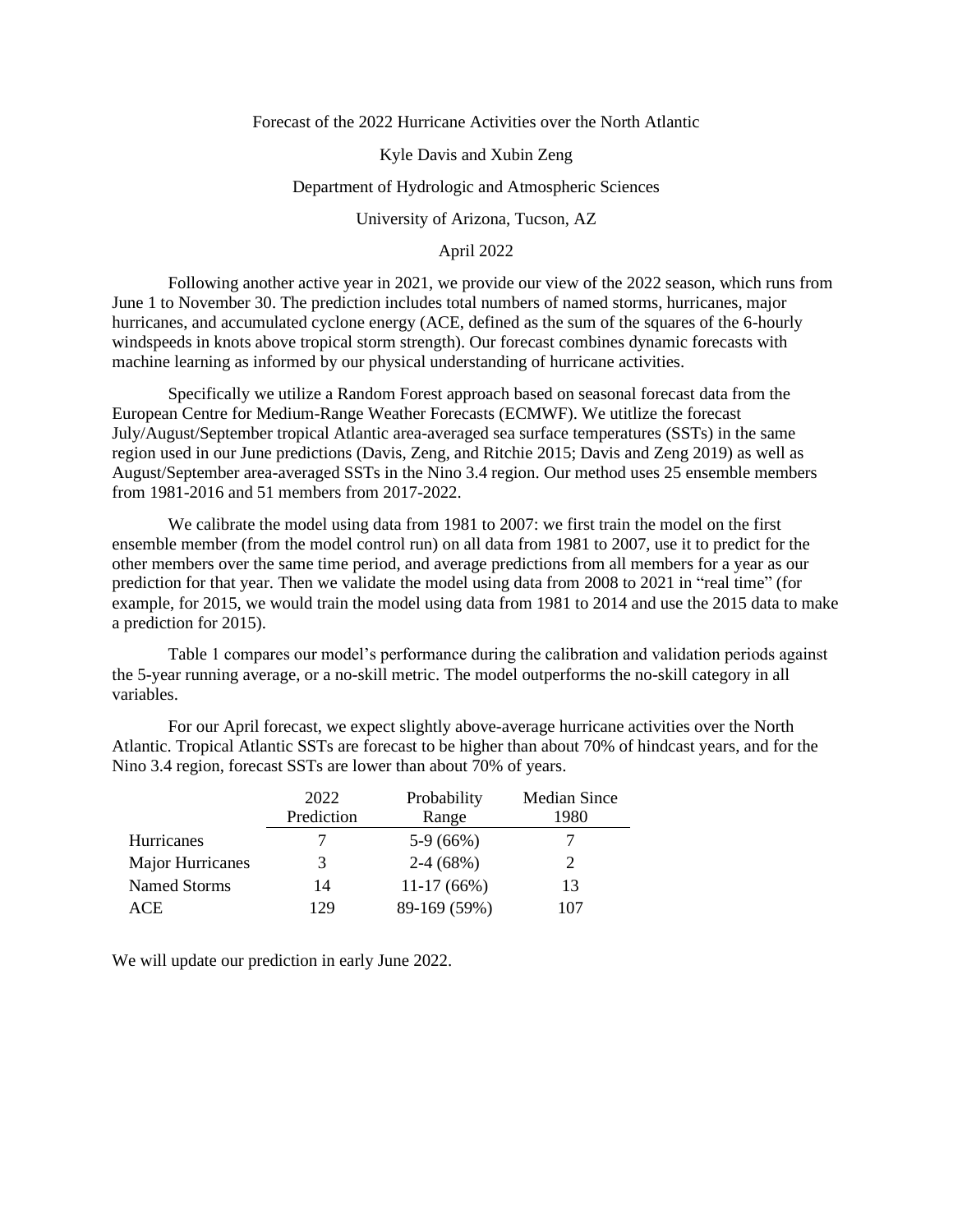# Forecast of the 2022 Hurricane Activities over the North Atlantic

Kyle Davis and Xubin Zeng

Department of Hydrologic and Atmospheric Sciences

University of Arizona, Tucson, AZ

April 2022

Following another active year in 2021, we provide our view of the 2022 season, which runs from June 1 to November 30. The prediction includes total numbers of named storms, hurricanes, major hurricanes, and accumulated cyclone energy (ACE, defined as the sum of the squares of the 6-hourly windspeeds in knots above tropical storm strength). Our forecast combines dynamic forecasts with machine learning as informed by our physical understanding of hurricane activities.

Specifically we utilize a Random Forest approach based on seasonal forecast data from the European Centre for Medium-Range Weather Forecasts (ECMWF). We utitlize the forecast July/August/September tropical Atlantic area-averaged sea surface temperatures (SSTs) in the same region used in our June predictions (Davis, Zeng, and Ritchie 2015; Davis and Zeng 2019) as well as August/September area-averaged SSTs in the Nino 3.4 region. Our method uses 25 ensemble members from 1981-2016 and 51 members from 2017-2022.

We calibrate the model using data from 1981 to 2007: we first train the model on the first ensemble member (from the model control run) on all data from 1981 to 2007, use it to predict for the other members over the same time period, and average predictions from all members for a year as our prediction for that year. Then we validate the model using data from 2008 to 2021 in "real time" (for example, for 2015, we would train the model using data from 1981 to 2014 and use the 2015 data to make a prediction for 2015).

Table 1 compares our model's performance during the calibration and validation periods against the 5-year running average, or a no-skill metric. The model outperforms the no-skill category in all variables.

For our April forecast, we expect slightly above-average hurricane activities over the North Atlantic. Tropical Atlantic SSTs are forecast to be higher than about 70% of hindcast years, and for the Nino 3.4 region, forecast SSTs are lower than about 70% of years.

| | 2022 Prediction | Probability Range | Median Since 1980 |
|---|---|---|---|
| Hurricanes | 7 | 5-9 (66%) | 7 |
| Major Hurricanes | 3 | 2-4 (68%) | 2 |
| Named Storms | 14 | 11-17 (66%) | 13 |
| ACE | 129 | 89-169 (59%) | 107 |

We will update our prediction in early June 2022.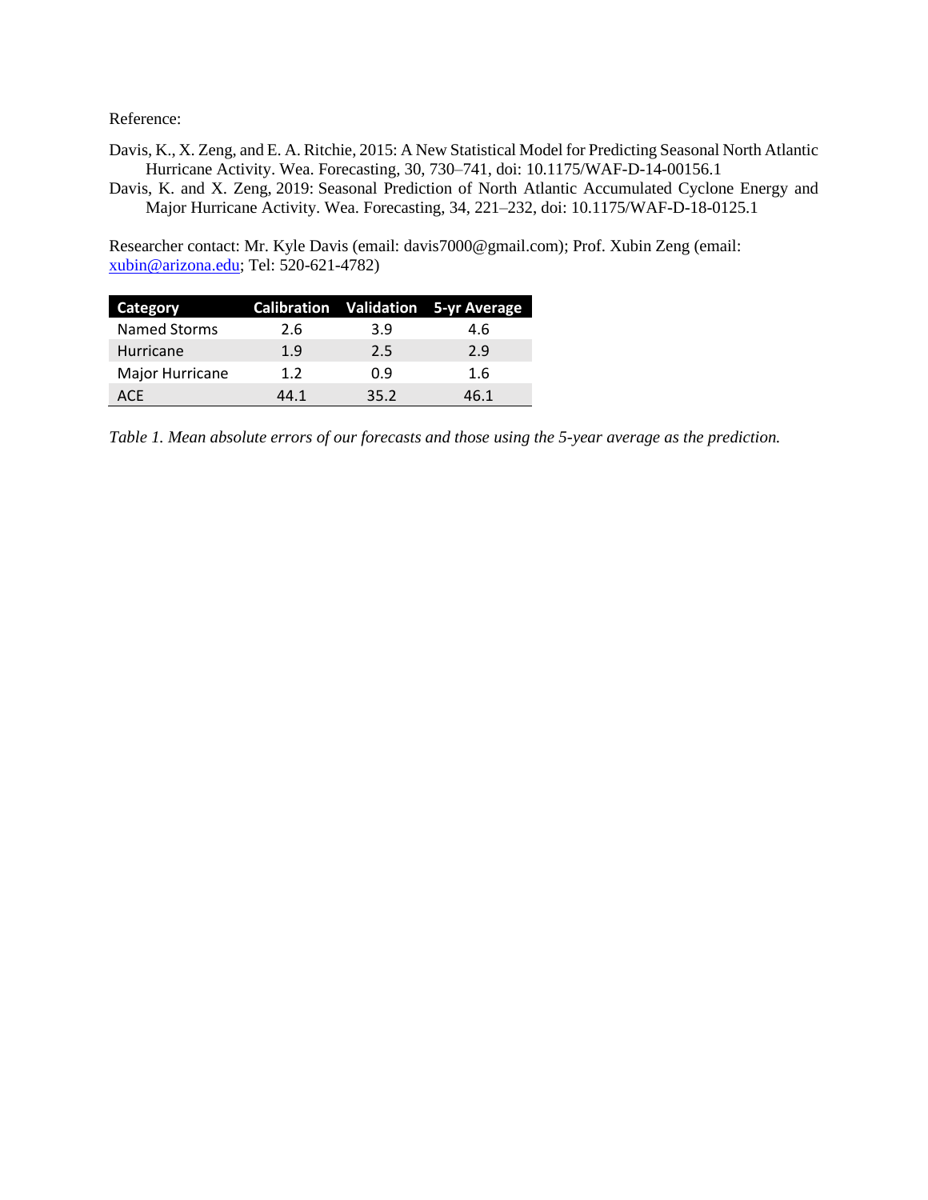Reference:

Davis, K., X. Zeng, and E. A. Ritchie, 2015: A New Statistical Model for Predicting Seasonal North Atlantic Hurricane Activity. Wea. Forecasting, 30, 730–741, doi: 10.1175/WAF-D-14-00156.1

Davis, K. and X. Zeng, 2019: Seasonal Prediction of North Atlantic Accumulated Cyclone Energy and Major Hurricane Activity. Wea. Forecasting, 34, 221–232, doi: 10.1175/WAF-D-18-0125.1

Researcher contact: Mr. Kyle Davis (email: davis7000@gmail.com); Prof. Xubin Zeng (email: xubin@arizona.edu; Tel: 520-621-4782)

| Category | Calibration | Validation | 5-yr Average |
|---|---|---|---|
| Named Storms | 2.6 | 3.9 | 4.6 |
| Hurricane | 1.9 | 2.5 | 2.9 |
| Major Hurricane | 1.2 | 0.9 | 1.6 |
| ACE | 44.1 | 35.2 | 46.1 |

*Table 1. Mean absolute errors of our forecasts and those using the 5-year average as the prediction.*